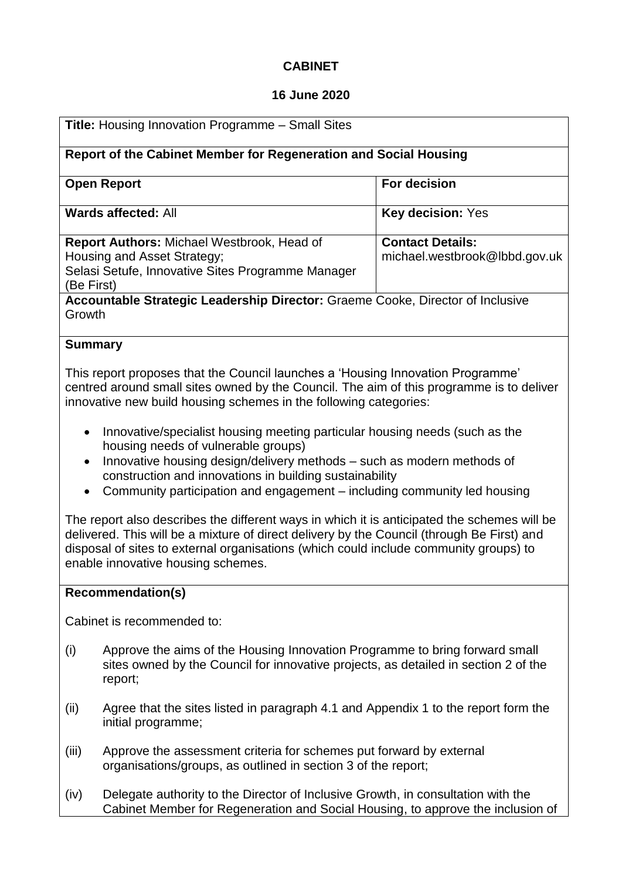**CABINET**

**16 June 2020**

| **Title:** Housing Innovation Programme – Small Sites | |
|---|---|
| **Report of the Cabinet Member for Regeneration and Social Housing** | |
| **Open Report** | **For decision** |
| **Wards affected:** All | **Key decision:** Yes |
| **Report Authors:** Michael Westbrook, Head of Housing and Asset Strategy; Selasi Setufe, Innovative Sites Programme Manager (Be First) | **Contact Details:** michael.westbrook@lbbd.gov.uk |
| **Accountable Strategic Leadership Director:** Graeme Cooke, Director of Inclusive Growth | |

**Summary**

This report proposes that the Council launches a 'Housing Innovation Programme' centred around small sites owned by the Council. The aim of this programme is to deliver innovative new build housing schemes in the following categories:

- Innovative/specialist housing meeting particular housing needs (such as the housing needs of vulnerable groups)
- Innovative housing design/delivery methods – such as modern methods of construction and innovations in building sustainability
- Community participation and engagement – including community led housing

The report also describes the different ways in which it is anticipated the schemes will be delivered. This will be a mixture of direct delivery by the Council (through Be First) and disposal of sites to external organisations (which could include community groups) to enable innovative housing schemes.

**Recommendation(s)**

Cabinet is recommended to:

(i) Approve the aims of the Housing Innovation Programme to bring forward small sites owned by the Council for innovative projects, as detailed in section 2 of the report;

(ii) Agree that the sites listed in paragraph 4.1 and Appendix 1 to the report form the initial programme;

(iii) Approve the assessment criteria for schemes put forward by external organisations/groups, as outlined in section 3 of the report;

(iv) Delegate authority to the Director of Inclusive Growth, in consultation with the Cabinet Member for Regeneration and Social Housing, to approve the inclusion of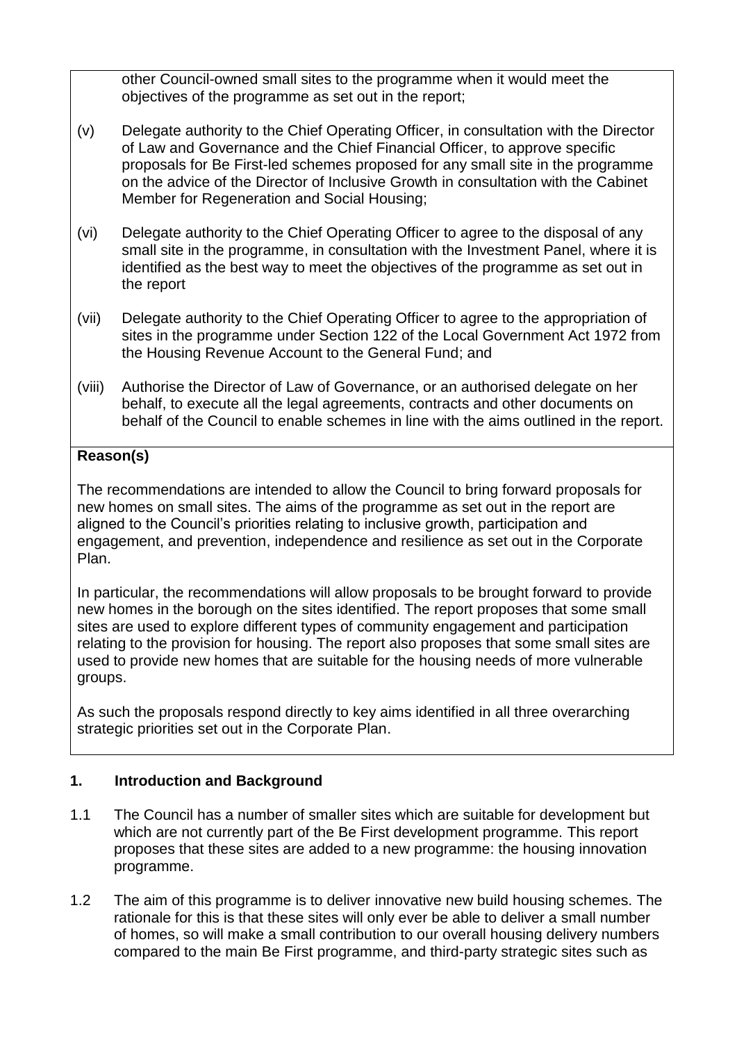other Council-owned small sites to the programme when it would meet the objectives of the programme as set out in the report;

(v) Delegate authority to the Chief Operating Officer, in consultation with the Director of Law and Governance and the Chief Financial Officer, to approve specific proposals for Be First-led schemes proposed for any small site in the programme on the advice of the Director of Inclusive Growth in consultation with the Cabinet Member for Regeneration and Social Housing;

(vi) Delegate authority to the Chief Operating Officer to agree to the disposal of any small site in the programme, in consultation with the Investment Panel, where it is identified as the best way to meet the objectives of the programme as set out in the report

(vii) Delegate authority to the Chief Operating Officer to agree to the appropriation of sites in the programme under Section 122 of the Local Government Act 1972 from the Housing Revenue Account to the General Fund; and

(viii) Authorise the Director of Law of Governance, or an authorised delegate on her behalf, to execute all the legal agreements, contracts and other documents on behalf of the Council to enable schemes in line with the aims outlined in the report.

**Reason(s)**

The recommendations are intended to allow the Council to bring forward proposals for new homes on small sites. The aims of the programme as set out in the report are aligned to the Council's priorities relating to inclusive growth, participation and engagement, and prevention, independence and resilience as set out in the Corporate Plan.

In particular, the recommendations will allow proposals to be brought forward to provide new homes in the borough on the sites identified. The report proposes that some small sites are used to explore different types of community engagement and participation relating to the provision for housing. The report also proposes that some small sites are used to provide new homes that are suitable for the housing needs of more vulnerable groups.

As such the proposals respond directly to key aims identified in all three overarching strategic priorities set out in the Corporate Plan.

## 1. Introduction and Background

1.1 The Council has a number of smaller sites which are suitable for development but which are not currently part of the Be First development programme. This report proposes that these sites are added to a new programme: the housing innovation programme.

1.2 The aim of this programme is to deliver innovative new build housing schemes. The rationale for this is that these sites will only ever be able to deliver a small number of homes, so will make a small contribution to our overall housing delivery numbers compared to the main Be First programme, and third-party strategic sites such as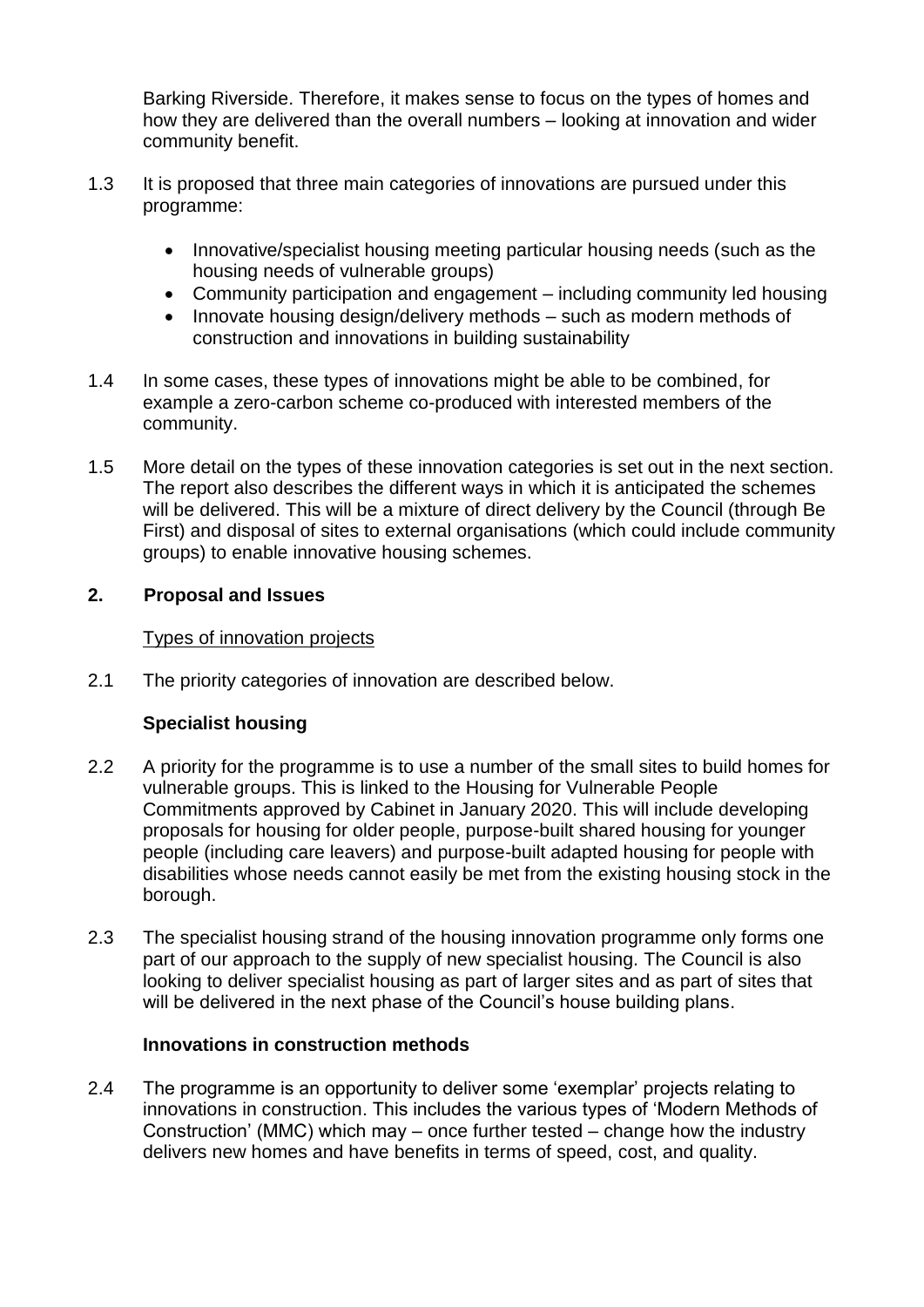Barking Riverside. Therefore, it makes sense to focus on the types of homes and how they are delivered than the overall numbers – looking at innovation and wider community benefit.

1.3 It is proposed that three main categories of innovations are pursued under this programme:

- Innovative/specialist housing meeting particular housing needs (such as the housing needs of vulnerable groups)
- Community participation and engagement – including community led housing
- Innovate housing design/delivery methods – such as modern methods of construction and innovations in building sustainability

1.4 In some cases, these types of innovations might be able to be combined, for example a zero-carbon scheme co-produced with interested members of the community.

1.5 More detail on the types of these innovation categories is set out in the next section. The report also describes the different ways in which it is anticipated the schemes will be delivered. This will be a mixture of direct delivery by the Council (through Be First) and disposal of sites to external organisations (which could include community groups) to enable innovative housing schemes.

## 2. Proposal and Issues

Types of innovation projects

2.1 The priority categories of innovation are described below.

### Specialist housing

2.2 A priority for the programme is to use a number of the small sites to build homes for vulnerable groups. This is linked to the Housing for Vulnerable People Commitments approved by Cabinet in January 2020. This will include developing proposals for housing for older people, purpose-built shared housing for younger people (including care leavers) and purpose-built adapted housing for people with disabilities whose needs cannot easily be met from the existing housing stock in the borough.

2.3 The specialist housing strand of the housing innovation programme only forms one part of our approach to the supply of new specialist housing. The Council is also looking to deliver specialist housing as part of larger sites and as part of sites that will be delivered in the next phase of the Council's house building plans.

### Innovations in construction methods

2.4 The programme is an opportunity to deliver some 'exemplar' projects relating to innovations in construction. This includes the various types of 'Modern Methods of Construction' (MMC) which may – once further tested – change how the industry delivers new homes and have benefits in terms of speed, cost, and quality.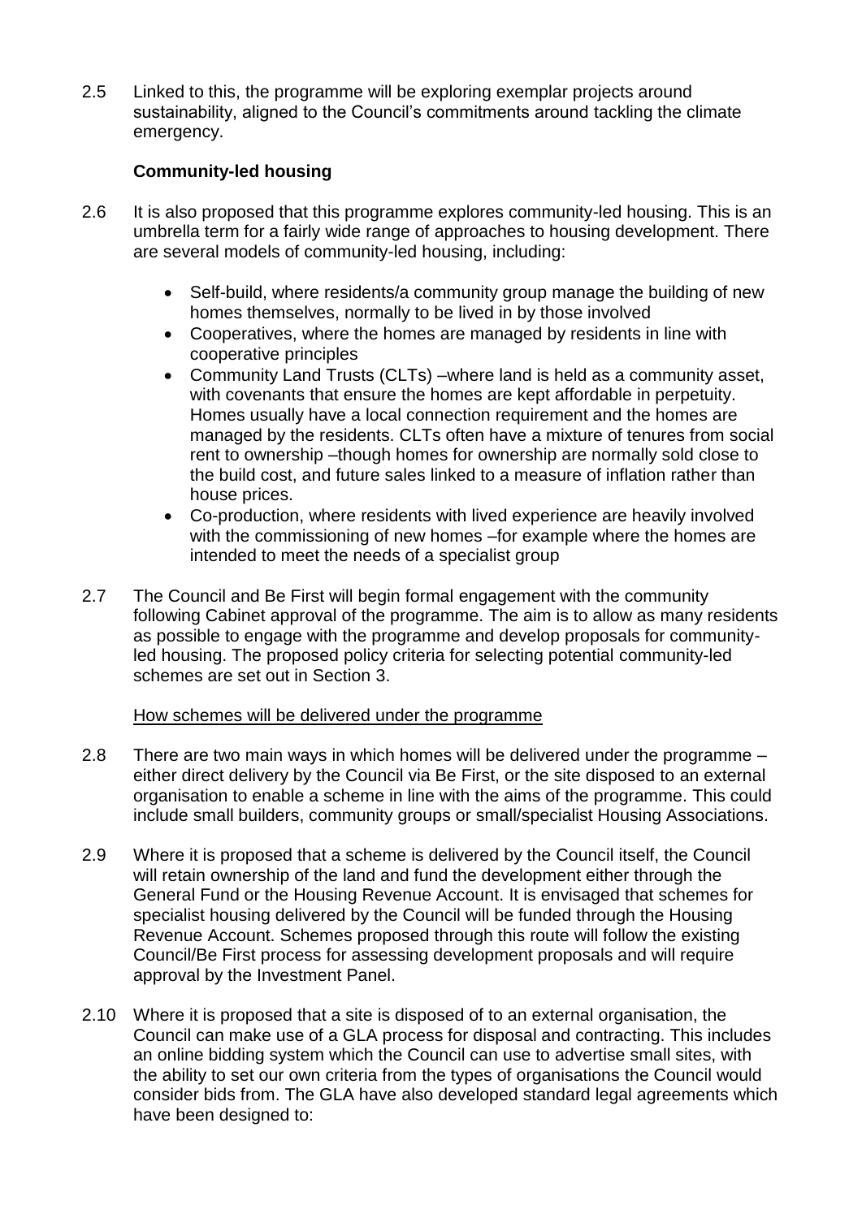2.5 Linked to this, the programme will be exploring exemplar projects around sustainability, aligned to the Council's commitments around tackling the climate emergency.

**Community-led housing**

2.6 It is also proposed that this programme explores community-led housing. This is an umbrella term for a fairly wide range of approaches to housing development. There are several models of community-led housing, including:

- Self-build, where residents/a community group manage the building of new homes themselves, normally to be lived in by those involved
- Cooperatives, where the homes are managed by residents in line with cooperative principles
- Community Land Trusts (CLTs) –where land is held as a community asset, with covenants that ensure the homes are kept affordable in perpetuity. Homes usually have a local connection requirement and the homes are managed by the residents. CLTs often have a mixture of tenures from social rent to ownership –though homes for ownership are normally sold close to the build cost, and future sales linked to a measure of inflation rather than house prices.
- Co-production, where residents with lived experience are heavily involved with the commissioning of new homes –for example where the homes are intended to meet the needs of a specialist group

2.7 The Council and Be First will begin formal engagement with the community following Cabinet approval of the programme. The aim is to allow as many residents as possible to engage with the programme and develop proposals for community-led housing. The proposed policy criteria for selecting potential community-led schemes are set out in Section 3.

How schemes will be delivered under the programme

2.8 There are two main ways in which homes will be delivered under the programme – either direct delivery by the Council via Be First, or the site disposed to an external organisation to enable a scheme in line with the aims of the programme. This could include small builders, community groups or small/specialist Housing Associations.

2.9 Where it is proposed that a scheme is delivered by the Council itself, the Council will retain ownership of the land and fund the development either through the General Fund or the Housing Revenue Account. It is envisaged that schemes for specialist housing delivered by the Council will be funded through the Housing Revenue Account. Schemes proposed through this route will follow the existing Council/Be First process for assessing development proposals and will require approval by the Investment Panel.

2.10 Where it is proposed that a site is disposed of to an external organisation, the Council can make use of a GLA process for disposal and contracting. This includes an online bidding system which the Council can use to advertise small sites, with the ability to set our own criteria from the types of organisations the Council would consider bids from. The GLA have also developed standard legal agreements which have been designed to: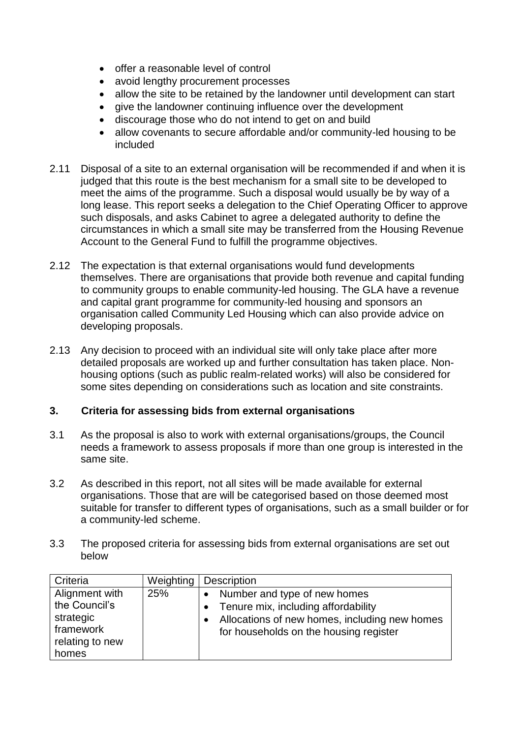- offer a reasonable level of control
- avoid lengthy procurement processes
- allow the site to be retained by the landowner until development can start
- give the landowner continuing influence over the development
- discourage those who do not intend to get on and build
- allow covenants to secure affordable and/or community-led housing to be included

2.11 Disposal of a site to an external organisation will be recommended if and when it is judged that this route is the best mechanism for a small site to be developed to meet the aims of the programme. Such a disposal would usually be by way of a long lease. This report seeks a delegation to the Chief Operating Officer to approve such disposals, and asks Cabinet to agree a delegated authority to define the circumstances in which a small site may be transferred from the Housing Revenue Account to the General Fund to fulfill the programme objectives.

2.12 The expectation is that external organisations would fund developments themselves. There are organisations that provide both revenue and capital funding to community groups to enable community-led housing. The GLA have a revenue and capital grant programme for community-led housing and sponsors an organisation called Community Led Housing which can also provide advice on developing proposals.

2.13 Any decision to proceed with an individual site will only take place after more detailed proposals are worked up and further consultation has taken place. Non-housing options (such as public realm-related works) will also be considered for some sites depending on considerations such as location and site constraints.

## 3. Criteria for assessing bids from external organisations

3.1 As the proposal is also to work with external organisations/groups, the Council needs a framework to assess proposals if more than one group is interested in the same site.

3.2 As described in this report, not all sites will be made available for external organisations. Those that are will be categorised based on those deemed most suitable for transfer to different types of organisations, such as a small builder or for a community-led scheme.

3.3 The proposed criteria for assessing bids from external organisations are set out below

| Criteria | Weighting | Description |
|---|---|---|
| Alignment with the Council's strategic framework relating to new homes | 25% | • Number and type of new homes<br>• Tenure mix, including affordability<br>• Allocations of new homes, including new homes for households on the housing register |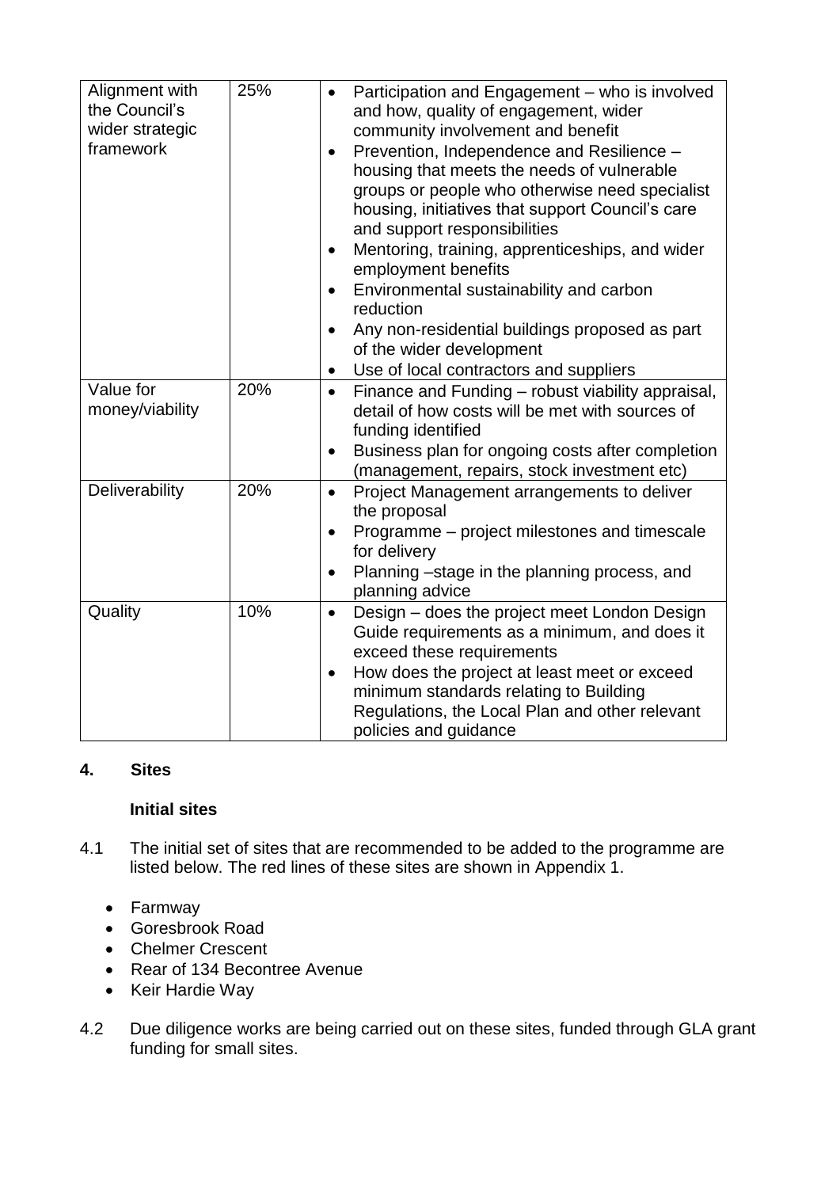| Alignment with the Council's wider strategic framework | 25% | • Participation and Engagement – who is involved and how, quality of engagement, wider community involvement and benefit<br>• Prevention, Independence and Resilience – housing that meets the needs of vulnerable groups or people who otherwise need specialist housing, initiatives that support Council's care and support responsibilities<br>• Mentoring, training, apprenticeships, and wider employment benefits<br>• Environmental sustainability and carbon reduction<br>• Any non-residential buildings proposed as part of the wider development<br>• Use of local contractors and suppliers |
|---|---|---|
| Value for money/viability | 20% | • Finance and Funding – robust viability appraisal, detail of how costs will be met with sources of funding identified<br>• Business plan for ongoing costs after completion (management, repairs, stock investment etc) |
| Deliverability | 20% | • Project Management arrangements to deliver the proposal<br>• Programme – project milestones and timescale for delivery<br>• Planning –stage in the planning process, and planning advice |
| Quality | 10% | • Design – does the project meet London Design Guide requirements as a minimum, and does it exceed these requirements<br>• How does the project at least meet or exceed minimum standards relating to Building Regulations, the Local Plan and other relevant policies and guidance |

## 4. Sites

**Initial sites**

4.1 The initial set of sites that are recommended to be added to the programme are listed below. The red lines of these sites are shown in Appendix 1.

- Farmway
- Goresbrook Road
- Chelmer Crescent
- Rear of 134 Becontree Avenue
- Keir Hardie Way

4.2 Due diligence works are being carried out on these sites, funded through GLA grant funding for small sites.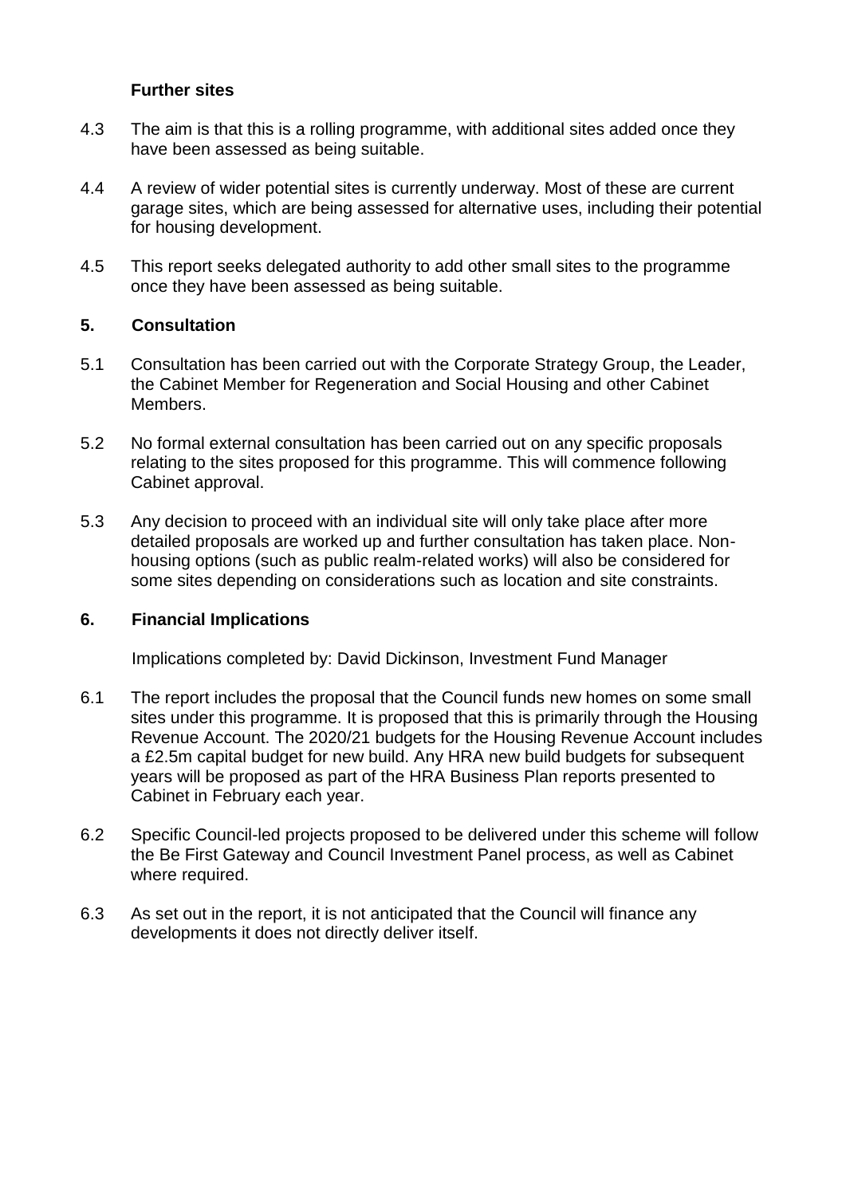### Further sites

4.3 The aim is that this is a rolling programme, with additional sites added once they have been assessed as being suitable.

4.4 A review of wider potential sites is currently underway. Most of these are current garage sites, which are being assessed for alternative uses, including their potential for housing development.

4.5 This report seeks delegated authority to add other small sites to the programme once they have been assessed as being suitable.

## 5. Consultation

5.1 Consultation has been carried out with the Corporate Strategy Group, the Leader, the Cabinet Member for Regeneration and Social Housing and other Cabinet Members.

5.2 No formal external consultation has been carried out on any specific proposals relating to the sites proposed for this programme. This will commence following Cabinet approval.

5.3 Any decision to proceed with an individual site will only take place after more detailed proposals are worked up and further consultation has taken place. Non-housing options (such as public realm-related works) will also be considered for some sites depending on considerations such as location and site constraints.

## 6. Financial Implications

Implications completed by: David Dickinson, Investment Fund Manager

6.1 The report includes the proposal that the Council funds new homes on some small sites under this programme. It is proposed that this is primarily through the Housing Revenue Account. The 2020/21 budgets for the Housing Revenue Account includes a £2.5m capital budget for new build. Any HRA new build budgets for subsequent years will be proposed as part of the HRA Business Plan reports presented to Cabinet in February each year.

6.2 Specific Council-led projects proposed to be delivered under this scheme will follow the Be First Gateway and Council Investment Panel process, as well as Cabinet where required.

6.3 As set out in the report, it is not anticipated that the Council will finance any developments it does not directly deliver itself.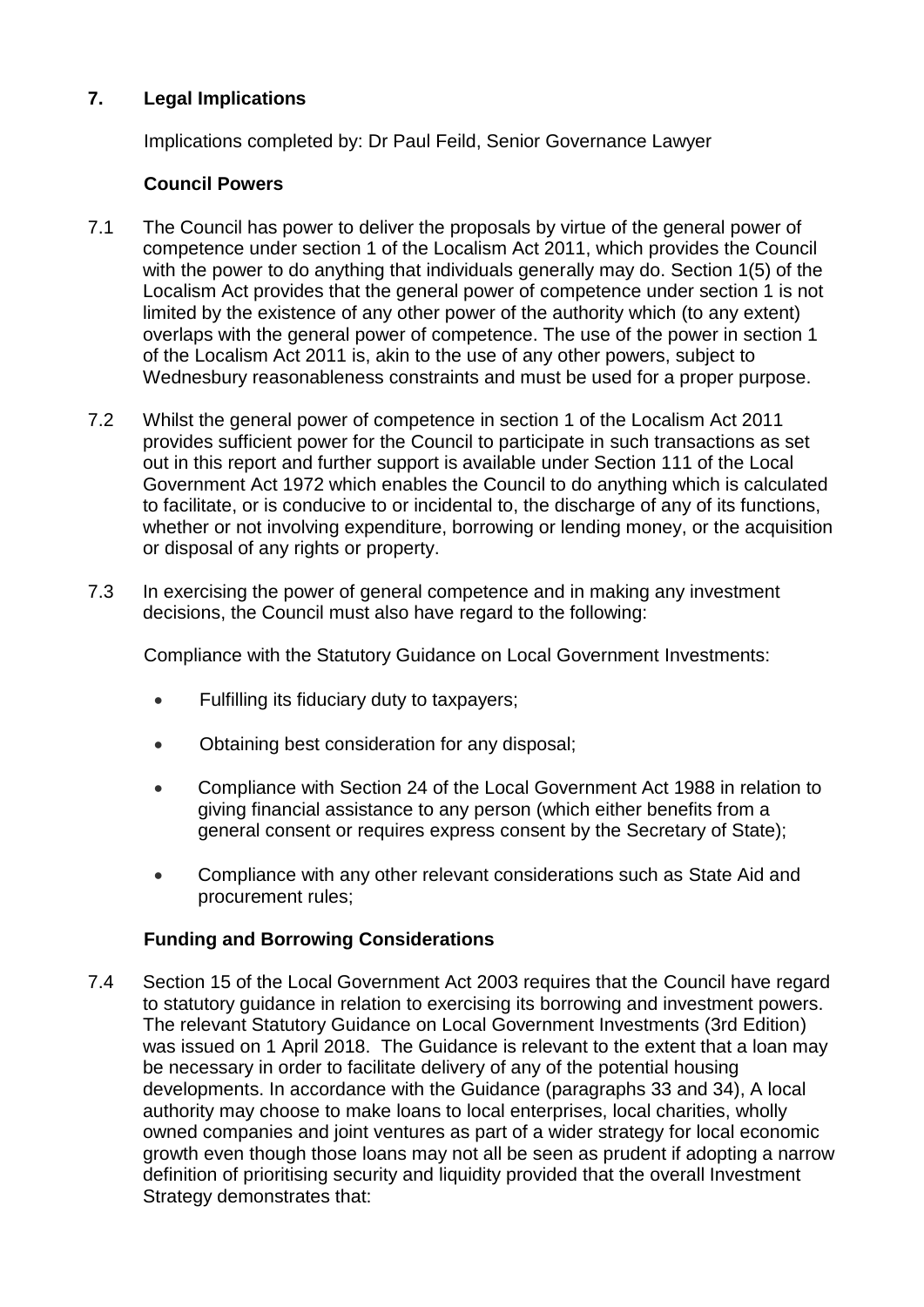## 7. Legal Implications

Implications completed by: Dr Paul Feild, Senior Governance Lawyer

### Council Powers

7.1 The Council has power to deliver the proposals by virtue of the general power of competence under section 1 of the Localism Act 2011, which provides the Council with the power to do anything that individuals generally may do. Section 1(5) of the Localism Act provides that the general power of competence under section 1 is not limited by the existence of any other power of the authority which (to any extent) overlaps with the general power of competence. The use of the power in section 1 of the Localism Act 2011 is, akin to the use of any other powers, subject to Wednesbury reasonableness constraints and must be used for a proper purpose.

7.2 Whilst the general power of competence in section 1 of the Localism Act 2011 provides sufficient power for the Council to participate in such transactions as set out in this report and further support is available under Section 111 of the Local Government Act 1972 which enables the Council to do anything which is calculated to facilitate, or is conducive to or incidental to, the discharge of any of its functions, whether or not involving expenditure, borrowing or lending money, or the acquisition or disposal of any rights or property.

7.3 In exercising the power of general competence and in making any investment decisions, the Council must also have regard to the following:

Compliance with the Statutory Guidance on Local Government Investments:

- Fulfilling its fiduciary duty to taxpayers;
- Obtaining best consideration for any disposal;
- Compliance with Section 24 of the Local Government Act 1988 in relation to giving financial assistance to any person (which either benefits from a general consent or requires express consent by the Secretary of State);
- Compliance with any other relevant considerations such as State Aid and procurement rules;

### Funding and Borrowing Considerations

7.4 Section 15 of the Local Government Act 2003 requires that the Council have regard to statutory guidance in relation to exercising its borrowing and investment powers. The relevant Statutory Guidance on Local Government Investments (3rd Edition) was issued on 1 April 2018. The Guidance is relevant to the extent that a loan may be necessary in order to facilitate delivery of any of the potential housing developments. In accordance with the Guidance (paragraphs 33 and 34), A local authority may choose to make loans to local enterprises, local charities, wholly owned companies and joint ventures as part of a wider strategy for local economic growth even though those loans may not all be seen as prudent if adopting a narrow definition of prioritising security and liquidity provided that the overall Investment Strategy demonstrates that: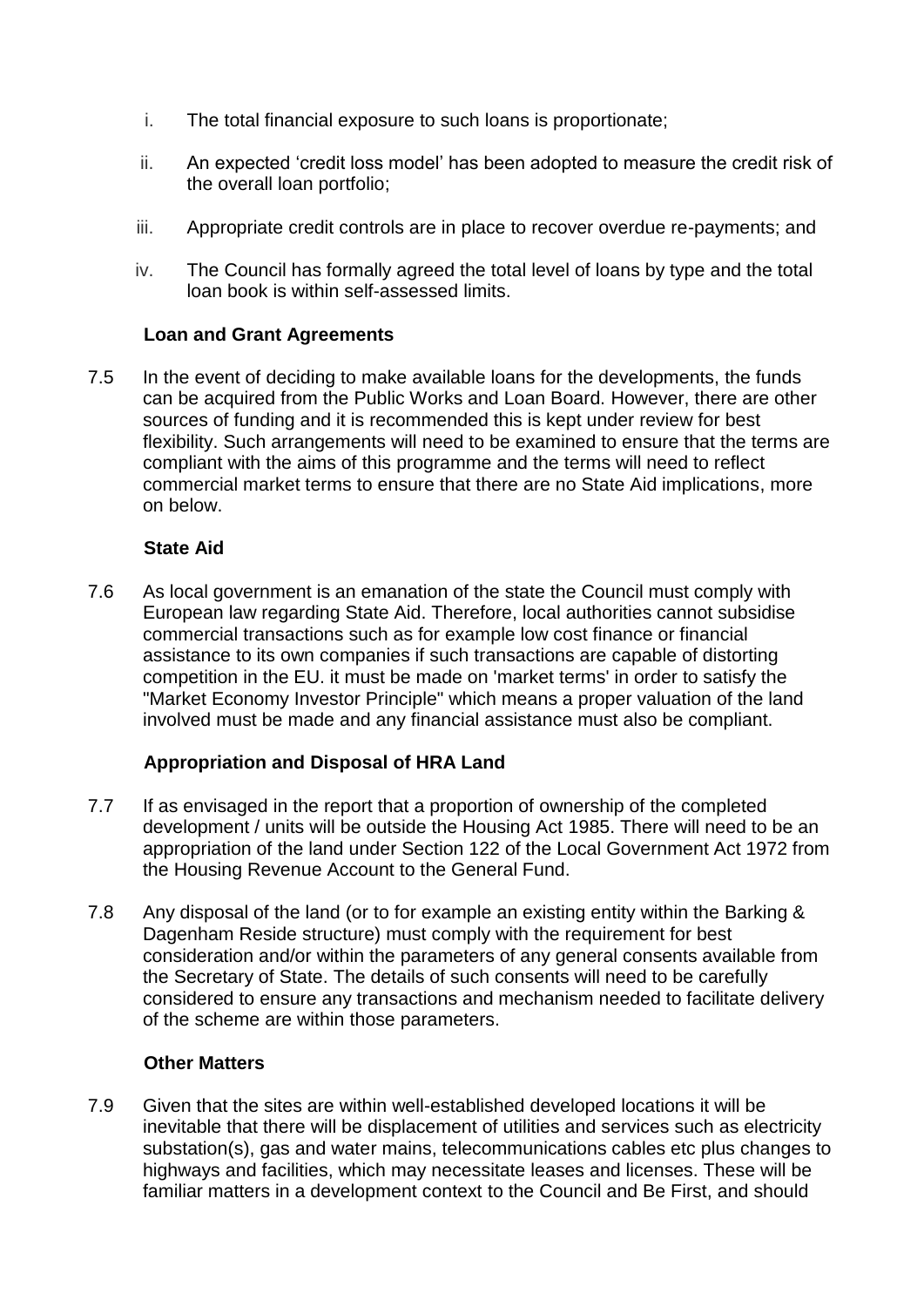i. The total financial exposure to such loans is proportionate;

ii. An expected 'credit loss model' has been adopted to measure the credit risk of the overall loan portfolio;

iii. Appropriate credit controls are in place to recover overdue re-payments; and

iv. The Council has formally agreed the total level of loans by type and the total loan book is within self-assessed limits.

**Loan and Grant Agreements**

7.5 In the event of deciding to make available loans for the developments, the funds can be acquired from the Public Works and Loan Board. However, there are other sources of funding and it is recommended this is kept under review for best flexibility. Such arrangements will need to be examined to ensure that the terms are compliant with the aims of this programme and the terms will need to reflect commercial market terms to ensure that there are no State Aid implications, more on below.

**State Aid**

7.6 As local government is an emanation of the state the Council must comply with European law regarding State Aid. Therefore, local authorities cannot subsidise commercial transactions such as for example low cost finance or financial assistance to its own companies if such transactions are capable of distorting competition in the EU. it must be made on 'market terms' in order to satisfy the "Market Economy Investor Principle" which means a proper valuation of the land involved must be made and any financial assistance must also be compliant.

**Appropriation and Disposal of HRA Land**

7.7 If as envisaged in the report that a proportion of ownership of the completed development / units will be outside the Housing Act 1985. There will need to be an appropriation of the land under Section 122 of the Local Government Act 1972 from the Housing Revenue Account to the General Fund.

7.8 Any disposal of the land (or to for example an existing entity within the Barking & Dagenham Reside structure) must comply with the requirement for best consideration and/or within the parameters of any general consents available from the Secretary of State. The details of such consents will need to be carefully considered to ensure any transactions and mechanism needed to facilitate delivery of the scheme are within those parameters.

**Other Matters**

7.9 Given that the sites are within well-established developed locations it will be inevitable that there will be displacement of utilities and services such as electricity substation(s), gas and water mains, telecommunications cables etc plus changes to highways and facilities, which may necessitate leases and licenses. These will be familiar matters in a development context to the Council and Be First, and should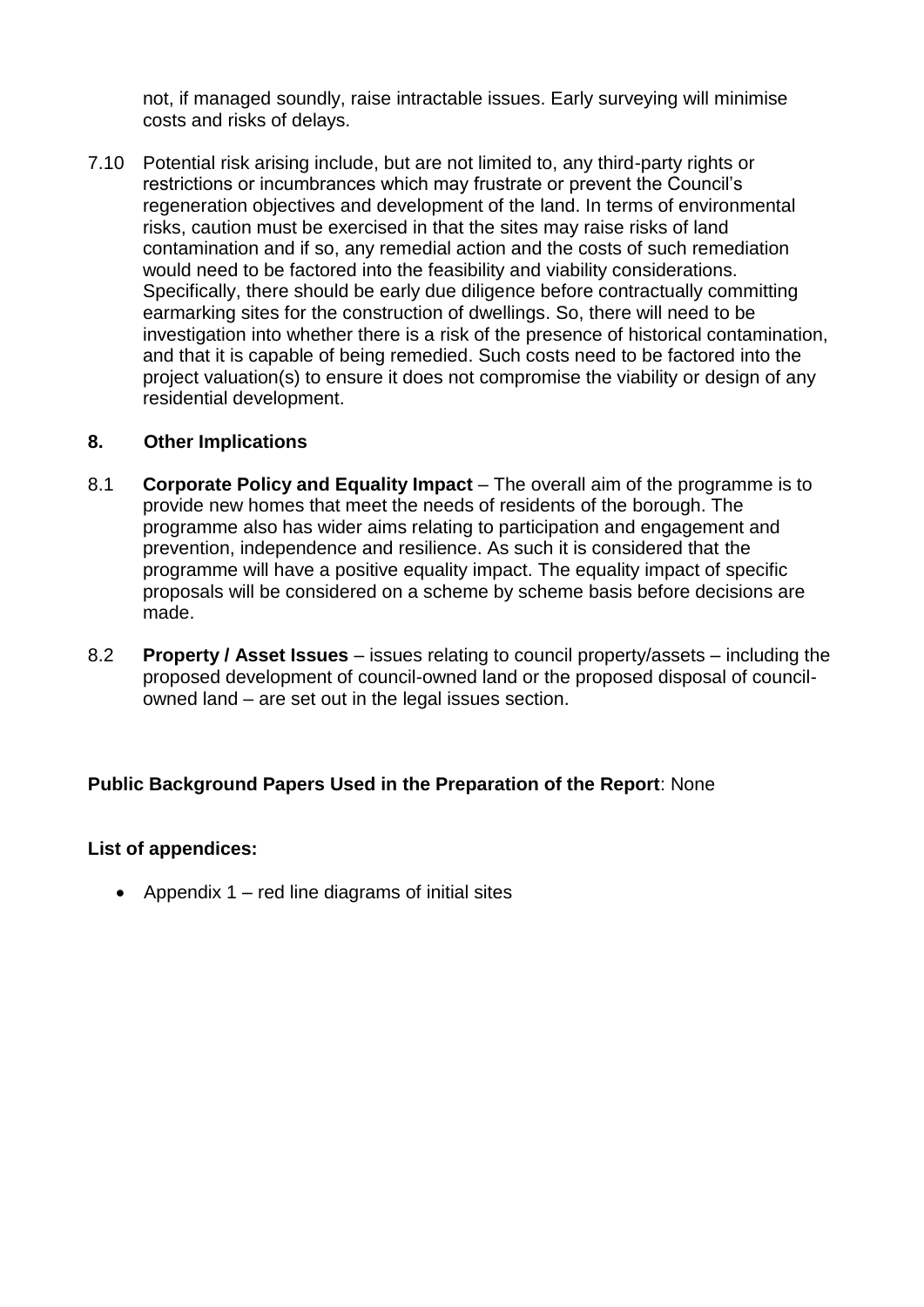not, if managed soundly, raise intractable issues. Early surveying will minimise costs and risks of delays.

7.10 Potential risk arising include, but are not limited to, any third-party rights or restrictions or incumbrances which may frustrate or prevent the Council's regeneration objectives and development of the land. In terms of environmental risks, caution must be exercised in that the sites may raise risks of land contamination and if so, any remedial action and the costs of such remediation would need to be factored into the feasibility and viability considerations. Specifically, there should be early due diligence before contractually committing earmarking sites for the construction of dwellings. So, there will need to be investigation into whether there is a risk of the presence of historical contamination, and that it is capable of being remedied. Such costs need to be factored into the project valuation(s) to ensure it does not compromise the viability or design of any residential development.

## 8. Other Implications

8.1 **Corporate Policy and Equality Impact** – The overall aim of the programme is to provide new homes that meet the needs of residents of the borough. The programme also has wider aims relating to participation and engagement and prevention, independence and resilience. As such it is considered that the programme will have a positive equality impact. The equality impact of specific proposals will be considered on a scheme by scheme basis before decisions are made.

8.2 **Property / Asset Issues** – issues relating to council property/assets – including the proposed development of council-owned land or the proposed disposal of council-owned land – are set out in the legal issues section.

**Public Background Papers Used in the Preparation of the Report**: None

**List of appendices:**

- Appendix 1 – red line diagrams of initial sites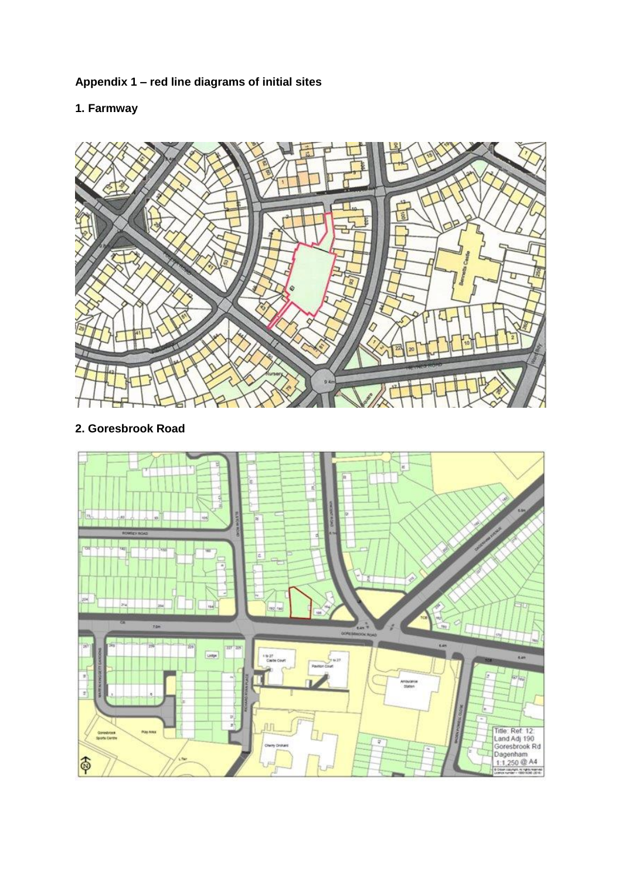**Appendix 1 – red line diagrams of initial sites**

**1. Farmway**

**2. Goresbrook Road**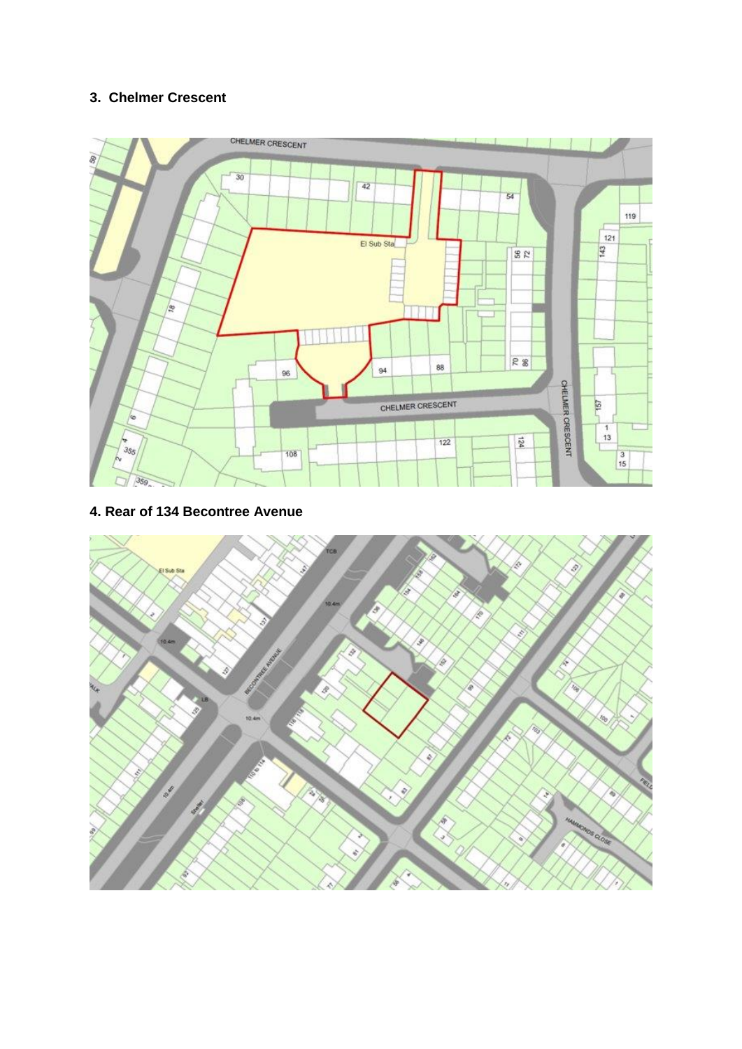### 3. Chelmer Crescent

### 4. Rear of 134 Becontree Avenue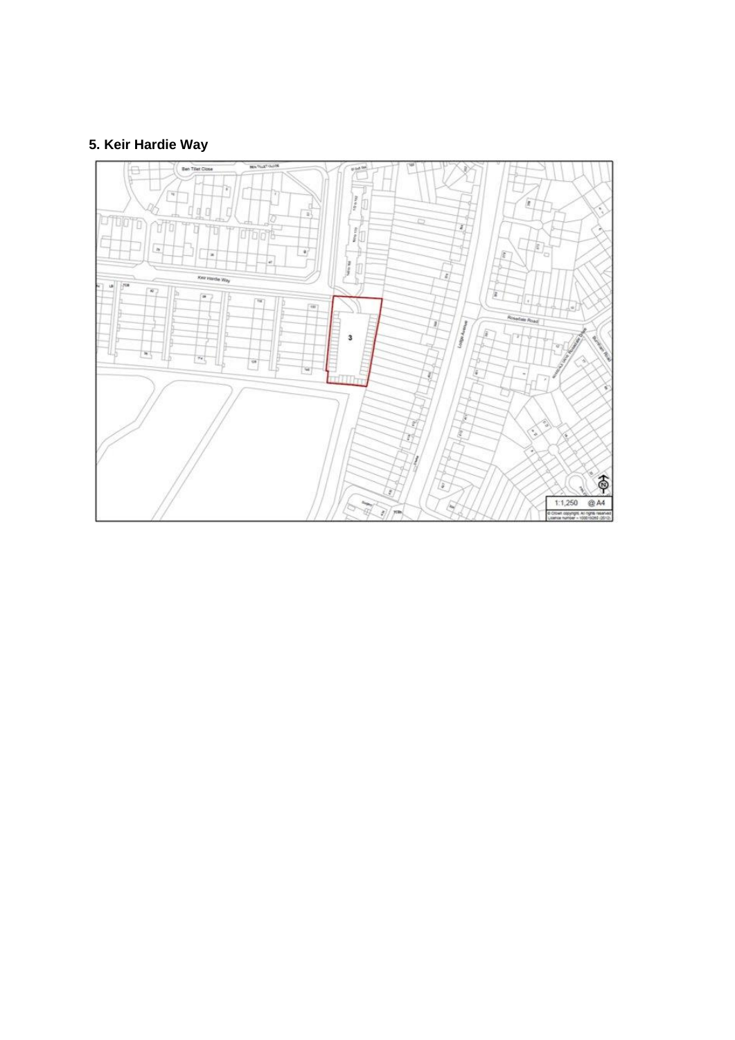**5. Keir Hardie Way**

Ben Tillet Close

BEN TILLET CLOSE

Keir Hardie Way

Rosedale Road

Lodge Avenue

1:1,250 @ A4

© Crown copyright. All rights reserved
Licence number – 100019280 (2012)